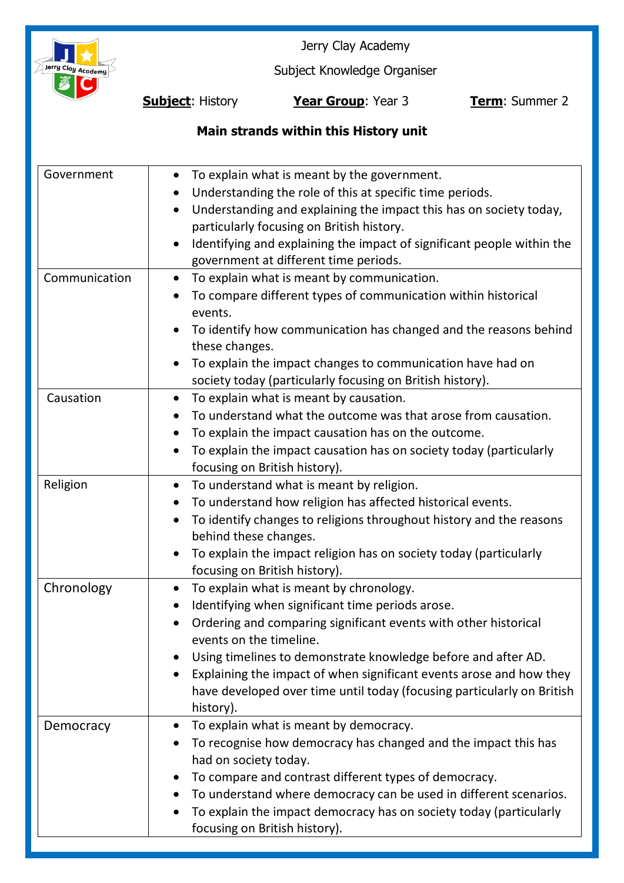Jerry Clay Academy

Subject Knowledge Organiser

**Subject**: History **Year Group**: Year 3 **Term**: Summer 2

**Main strands within this History unit**

| | |
|---|---|
| Government | • To explain what is meant by the government.<br>• Understanding the role of this at specific time periods.<br>• Understanding and explaining the impact this has on society today, particularly focusing on British history.<br>• Identifying and explaining the impact of significant people within the government at different time periods. |
| Communication | • To explain what is meant by communication.<br>• To compare different types of communication within historical events.<br>• To identify how communication has changed and the reasons behind these changes.<br>• To explain the impact changes to communication have had on society today (particularly focusing on British history). |
| Causation | • To explain what is meant by causation.<br>• To understand what the outcome was that arose from causation.<br>• To explain the impact causation has on the outcome.<br>• To explain the impact causation has on society today (particularly focusing on British history). |
| Religion | • To understand what is meant by religion.<br>• To understand how religion has affected historical events.<br>• To identify changes to religions throughout history and the reasons behind these changes.<br>• To explain the impact religion has on society today (particularly focusing on British history). |
| Chronology | • To explain what is meant by chronology.<br>• Identifying when significant time periods arose.<br>• Ordering and comparing significant events with other historical events on the timeline.<br>• Using timelines to demonstrate knowledge before and after AD.<br>• Explaining the impact of when significant events arose and how they have developed over time until today (focusing particularly on British history). |
| Democracy | • To explain what is meant by democracy.<br>• To recognise how democracy has changed and the impact this has had on society today.<br>• To compare and contrast different types of democracy.<br>• To understand where democracy can be used in different scenarios.<br>• To explain the impact democracy has on society today (particularly focusing on British history). |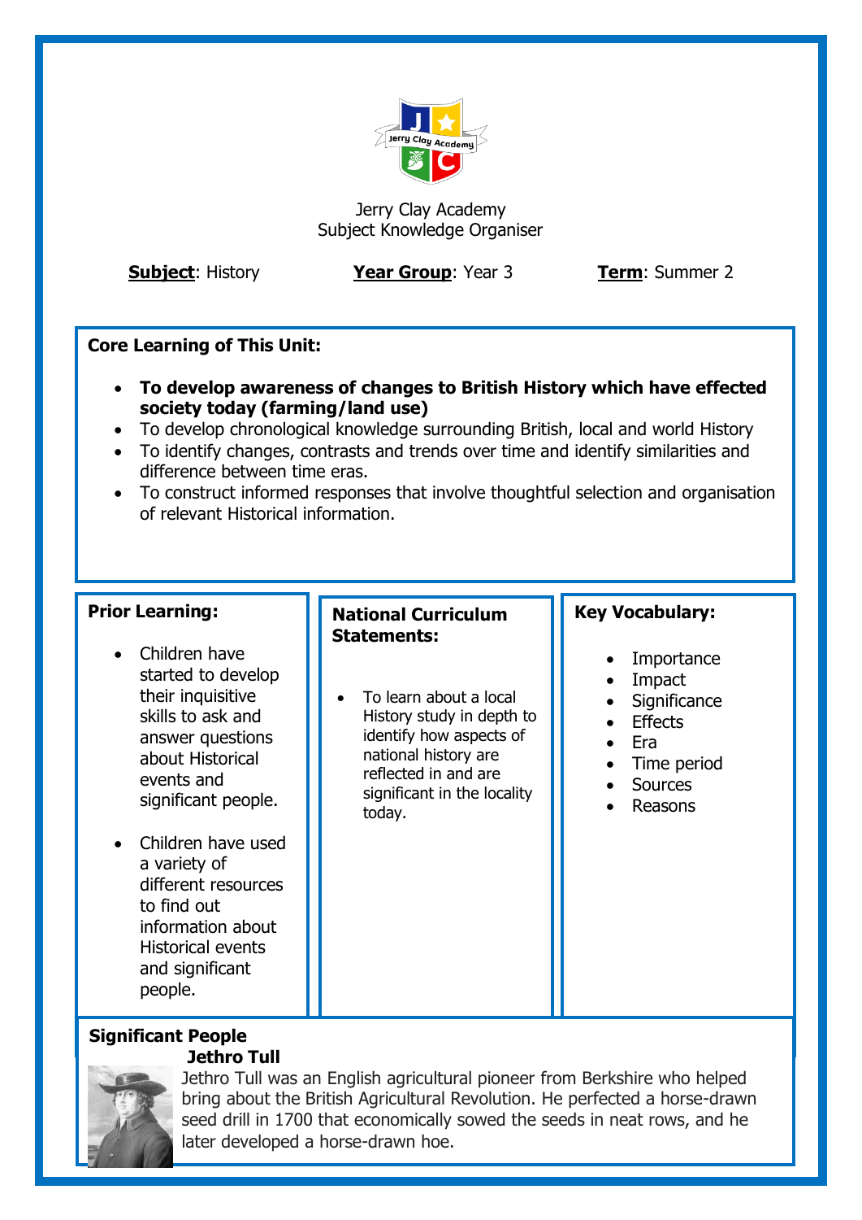Jerry Clay Academy
Subject Knowledge Organiser

**Subject**: History **Year Group**: Year 3 **Term**: Summer 2

**Core Learning of This Unit:**

- **To develop awareness of changes to British History which have effected society today (farming/land use)**
- To develop chronological knowledge surrounding British, local and world History
- To identify changes, contrasts and trends over time and identify similarities and difference between time eras.
- To construct informed responses that involve thoughtful selection and organisation of relevant Historical information.

**Prior Learning:**

- Children have started to develop their inquisitive skills to ask and answer questions about Historical events and significant people.
- Children have used a variety of different resources to find out information about Historical events and significant people.

**National Curriculum Statements:**

- To learn about a local History study in depth to identify how aspects of national history are reflected in and are significant in the locality today.

**Key Vocabulary:**

- Importance
- Impact
- Significance
- Effects
- Era
- Time period
- Sources
- Reasons

**Significant People**

**Jethro Tull**

Jethro Tull was an English agricultural pioneer from Berkshire who helped bring about the British Agricultural Revolution. He perfected a horse-drawn seed drill in 1700 that economically sowed the seeds in neat rows, and he later developed a horse-drawn hoe.